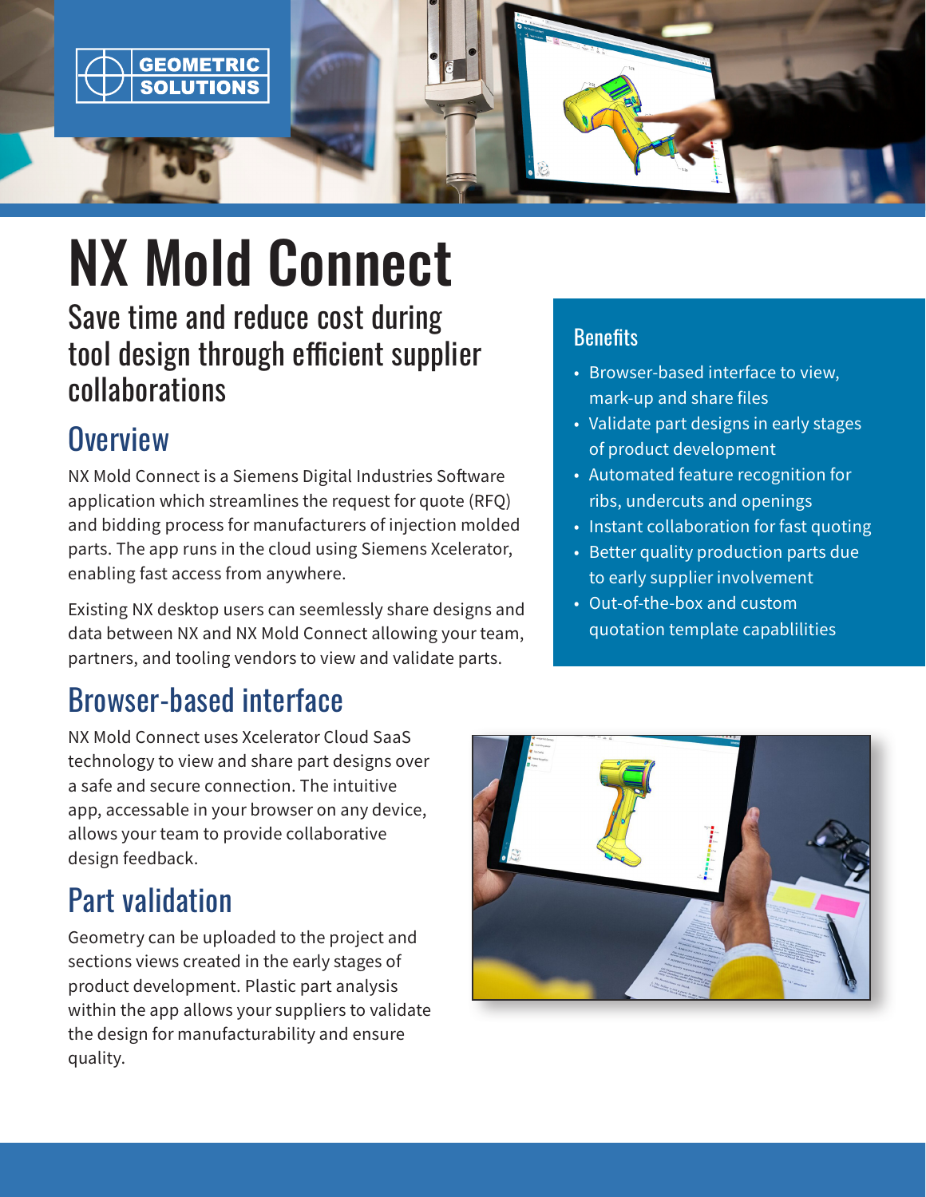GEOMETRIC SOLUTIONS

# NX Mold Connect

## Save time and reduce cost during tool design through efficient supplier collaborations

## Overview

NX Mold Connect is a Siemens Digital Industries Software application which streamlines the request for quote (RFQ) and bidding process for manufacturers of injection molded parts. The app runs in the cloud using Siemens Xcelerator, enabling fast access from anywhere.

Existing NX desktop users can seemlessly share designs and data between NX and NX Mold Connect allowing your team, partners, and tooling vendors to view and validate parts.

## Browser-based interface

NX Mold Connect uses Xcelerator Cloud SaaS technology to view and share part designs over a safe and secure connection. The intuitive app, accessable in your browser on any device, allows your team to provide collaborative design feedback.

## Part validation

Geometry can be uploaded to the project and sections views created in the early stages of product development. Plastic part analysis within the app allows your suppliers to validate the design for manufacturability and ensure quality.

### Benefits

- Browser-based interface to view, mark-up and share files
- Validate part designs in early stages of product development
- Automated feature recognition for ribs, undercuts and openings
- Instant collaboration for fast quoting
- Better quality production parts due to early supplier involvement
- Out-of-the-box and custom quotation template capablilities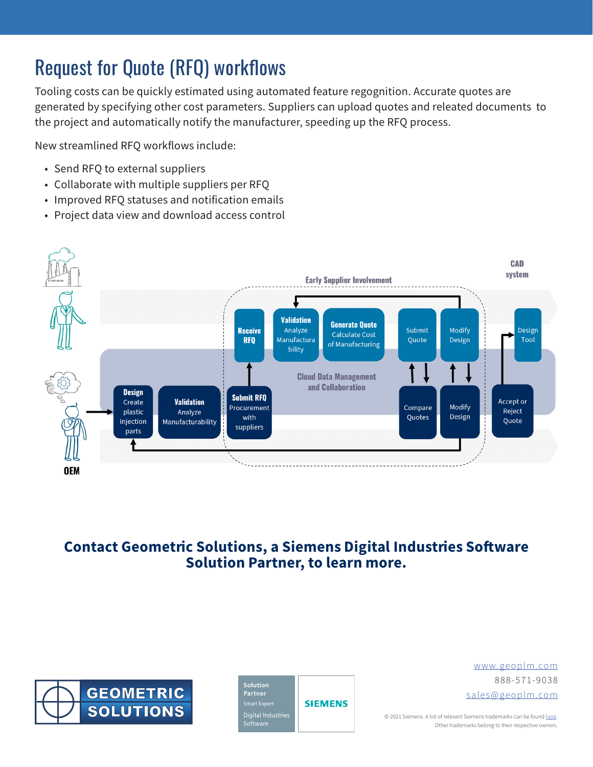# Request for Quote (RFQ) workflows

Tooling costs can be quickly estimated using automated feature regognition. Accurate quotes are generated by specifying other cost parameters. Suppliers can upload quotes and releated documents to the project and automatically notify the manufacturer, speeding up the RFQ process.

New streamlined RFQ workflows include:

- Send RFQ to external suppliers
- Collaborate with multiple suppliers per RFQ
- Improved RFQ statuses and notification emails
- Project data view and download access control

Early Supplier Involvement

CAD system

Receive RFQ

Validation Analyze Manufacturability

Generate Quote Calculate Cost of Manufacturing

Submit Quote

Modify Design

Design Tool

Cloud Data Management and Collaboration

Design Create plastic injection parts

Validation Analyze Manufacturability

Submit RFQ Procurement with suppliers

Compare Quotes

Modify Design

Accept or Reject Quote

OEM

**Contact Geometric Solutions, a Siemens Digital Industries Software Solution Partner, to learn more.**

GEOMETRIC SOLUTIONS

Solution Partner
Smart Expert
Digital Industries Software
SIEMENS

www.geoplm.com
888-571-9038
sales@geoplm.com

© 2021 Siemens. A list of relevant Siemens trademarks can be found here. Other trademarks belong to their respective owners.